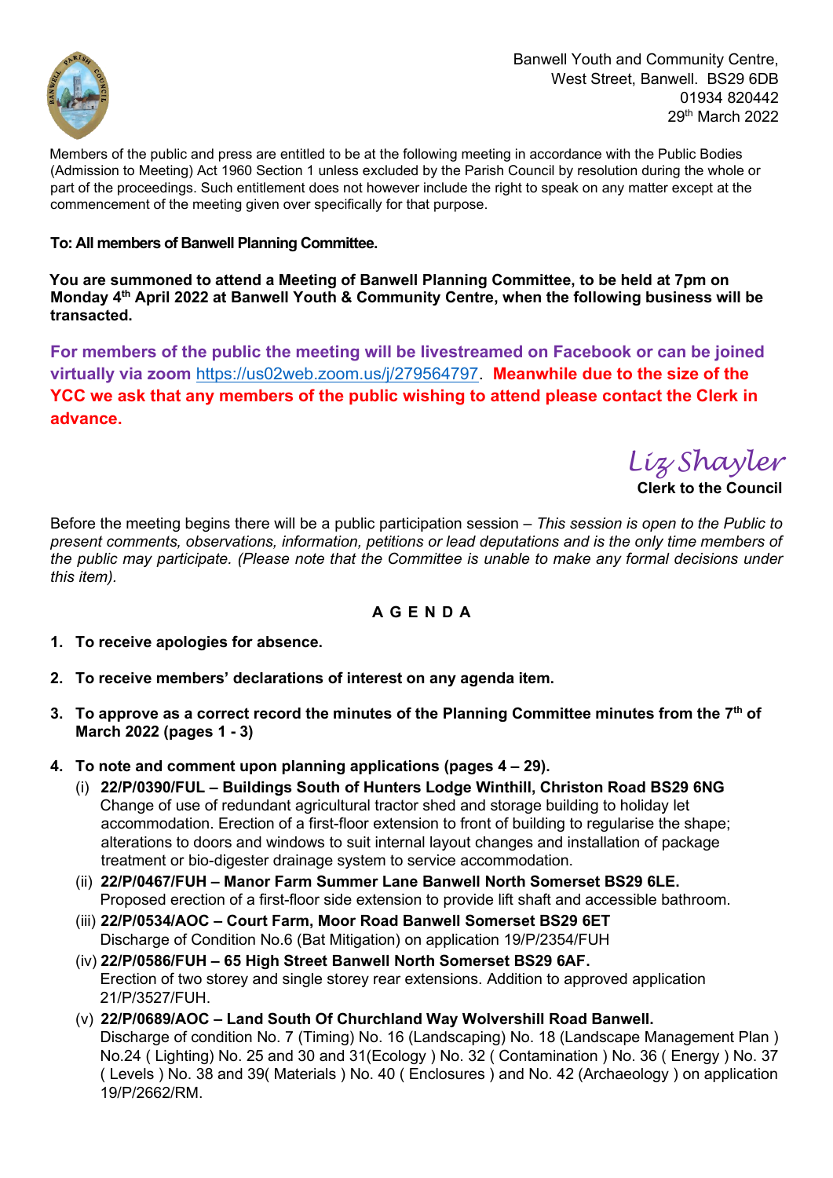Banwell Youth and Community Centre,
West Street, Banwell. BS29 6DB
01934 820442
29th March 2022

Members of the public and press are entitled to be at the following meeting in accordance with the Public Bodies (Admission to Meeting) Act 1960 Section 1 unless excluded by the Parish Council by resolution during the whole or part of the proceedings. Such entitlement does not however include the right to speak on any matter except at the commencement of the meeting given over specifically for that purpose.

**To: All members of Banwell Planning Committee.**

**You are summoned to attend a Meeting of Banwell Planning Committee, to be held at 7pm on Monday 4th April 2022 at Banwell Youth & Community Centre, when the following business will be transacted.**

**For members of the public the meeting will be livestreamed on Facebook or can be joined virtually via zoom** https://us02web.zoom.us/j/279564797. **Meanwhile due to the size of the YCC we ask that any members of the public wishing to attend please contact the Clerk in advance.**

*Liz Shayler*
**Clerk to the Council**

Before the meeting begins there will be a public participation session – *This session is open to the Public to present comments, observations, information, petitions or lead deputations and is the only time members of the public may participate. (Please note that the Committee is unable to make any formal decisions under this item).*

## A G E N D A

1. **To receive apologies for absence.**

2. **To receive members' declarations of interest on any agenda item.**

3. **To approve as a correct record the minutes of the Planning Committee minutes from the 7th of March 2022 (pages 1 - 3)**

4. **To note and comment upon planning applications (pages 4 – 29).**
   - (i) **22/P/0390/FUL – Buildings South of Hunters Lodge Winthill, Christon Road BS29 6NG**
     Change of use of redundant agricultural tractor shed and storage building to holiday let accommodation. Erection of a first-floor extension to front of building to regularise the shape; alterations to doors and windows to suit internal layout changes and installation of package treatment or bio-digester drainage system to service accommodation.
   - (ii) **22/P/0467/FUH – Manor Farm Summer Lane Banwell North Somerset BS29 6LE.**
     Proposed erection of a first-floor side extension to provide lift shaft and accessible bathroom.
   - (iii) **22/P/0534/AOC – Court Farm, Moor Road Banwell Somerset BS29 6ET**
     Discharge of Condition No.6 (Bat Mitigation) on application 19/P/2354/FUH
   - (iv) **22/P/0586/FUH – 65 High Street Banwell North Somerset BS29 6AF.**
     Erection of two storey and single storey rear extensions. Addition to approved application 21/P/3527/FUH.
   - (v) **22/P/0689/AOC – Land South Of Churchland Way Wolvershill Road Banwell.**
     Discharge of condition No. 7 (Timing) No. 16 (Landscaping) No. 18 (Landscape Management Plan ) No.24 ( Lighting) No. 25 and 30 and 31(Ecology ) No. 32 ( Contamination ) No. 36 ( Energy ) No. 37 ( Levels ) No. 38 and 39( Materials ) No. 40 ( Enclosures ) and No. 42 (Archaeology ) on application 19/P/2662/RM.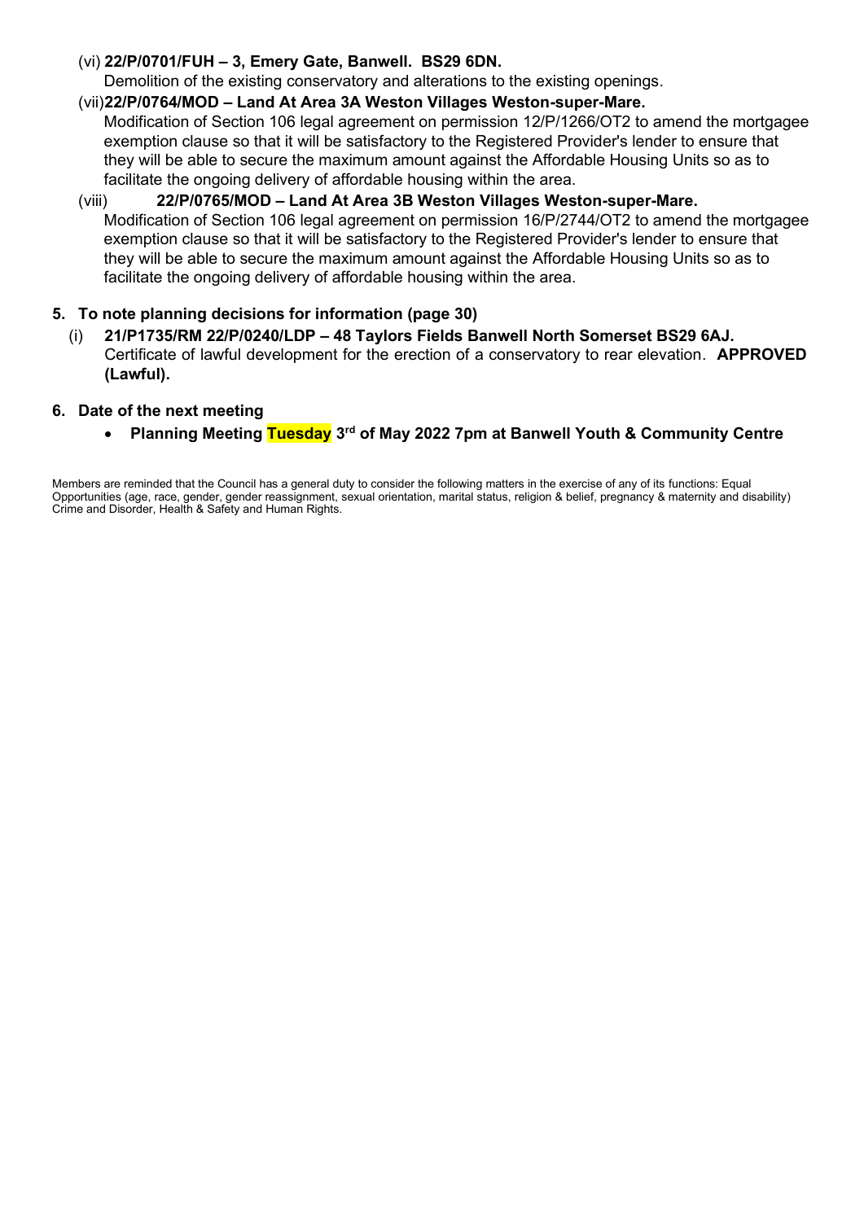(vi) **22/P/0701/FUH – 3, Emery Gate, Banwell. BS29 6DN.**
Demolition of the existing conservatory and alterations to the existing openings.

(vii) **22/P/0764/MOD – Land At Area 3A Weston Villages Weston-super-Mare.**
Modification of Section 106 legal agreement on permission 12/P/1266/OT2 to amend the mortgagee exemption clause so that it will be satisfactory to the Registered Provider's lender to ensure that they will be able to secure the maximum amount against the Affordable Housing Units so as to facilitate the ongoing delivery of affordable housing within the area.

(viii) **22/P/0765/MOD – Land At Area 3B Weston Villages Weston-super-Mare.**
Modification of Section 106 legal agreement on permission 16/P/2744/OT2 to amend the mortgagee exemption clause so that it will be satisfactory to the Registered Provider's lender to ensure that they will be able to secure the maximum amount against the Affordable Housing Units so as to facilitate the ongoing delivery of affordable housing within the area.

**5. To note planning decisions for information (page 30)**

(i) **21/P1735/RM 22/P/0240/LDP – 48 Taylors Fields Banwell North Somerset BS29 6AJ.**
Certificate of lawful development for the erection of a conservatory to rear elevation. **APPROVED (Lawful).**

**6. Date of the next meeting**

- **Planning Meeting Tuesday 3rd of May 2022 7pm at Banwell Youth & Community Centre**

Members are reminded that the Council has a general duty to consider the following matters in the exercise of any of its functions: Equal Opportunities (age, race, gender, gender reassignment, sexual orientation, marital status, religion & belief, pregnancy & maternity and disability) Crime and Disorder, Health & Safety and Human Rights.